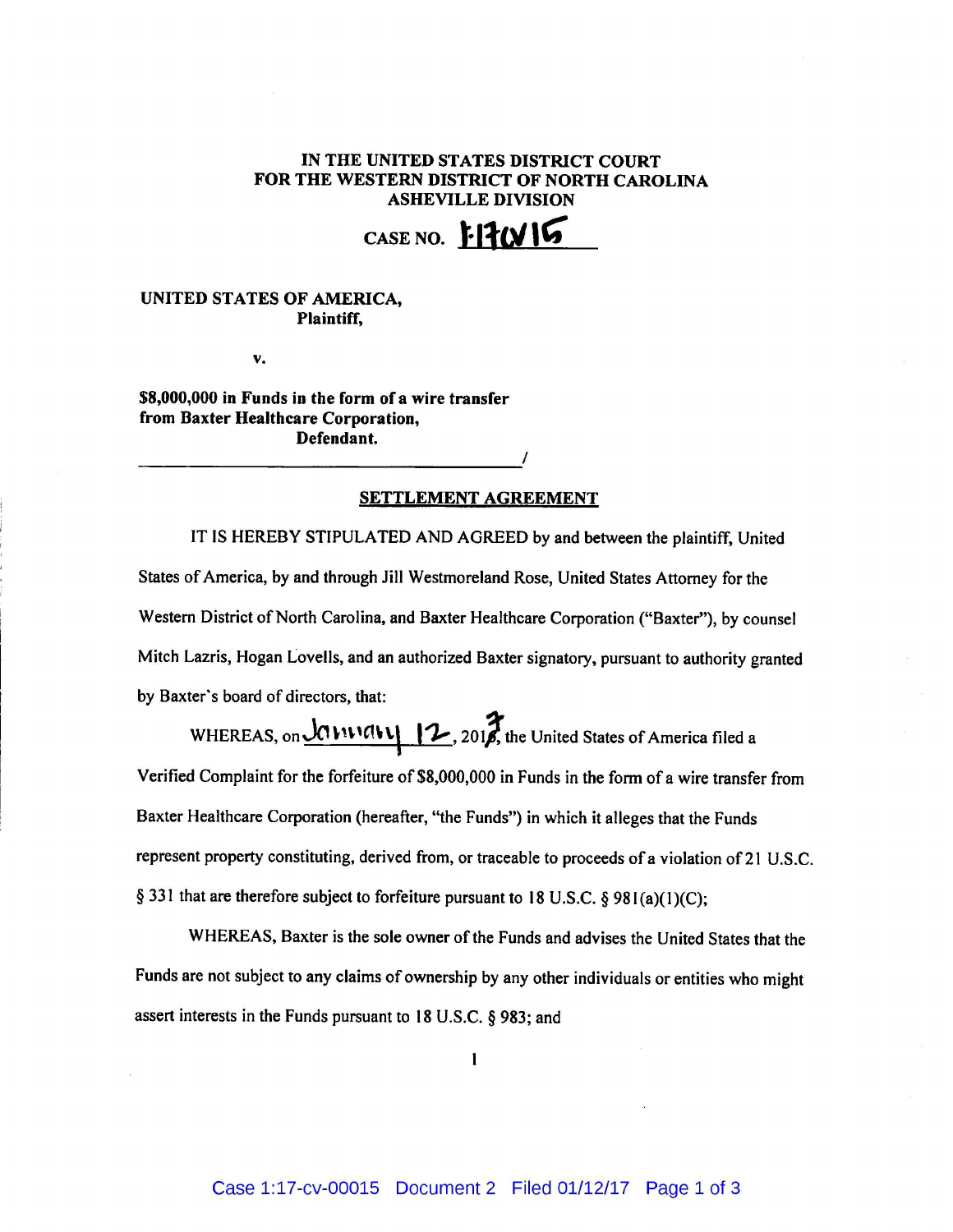**IN THE UNITED STATES DISTRICT COURT**
**FOR THE WESTERN DISTRICT OF NORTH CAROLINA**
**ASHEVILLE DIVISION**

**CASE NO. 1:17CV15**

**UNITED STATES OF AMERICA,**
**Plaintiff,**

**v.**

**$8,000,000 in Funds in the form of a wire transfer from Baxter Healthcare Corporation,**
**Defendant.**

**SETTLEMENT AGREEMENT**

IT IS HEREBY STIPULATED AND AGREED by and between the plaintiff, United States of America, by and through Jill Westmoreland Rose, United States Attorney for the Western District of North Carolina, and Baxter Healthcare Corporation ("Baxter"), by counsel Mitch Lazris, Hogan Lovells, and an authorized Baxter signatory, pursuant to authority granted by Baxter's board of directors, that:

WHEREAS, on January 12, 2017, the United States of America filed a Verified Complaint for the forfeiture of $8,000,000 in Funds in the form of a wire transfer from Baxter Healthcare Corporation (hereafter, "the Funds") in which it alleges that the Funds represent property constituting, derived from, or traceable to proceeds of a violation of 21 U.S.C. § 331 that are therefore subject to forfeiture pursuant to 18 U.S.C. § 981(a)(1)(C);

WHEREAS, Baxter is the sole owner of the Funds and advises the United States that the Funds are not subject to any claims of ownership by any other individuals or entities who might assert interests in the Funds pursuant to 18 U.S.C. § 983; and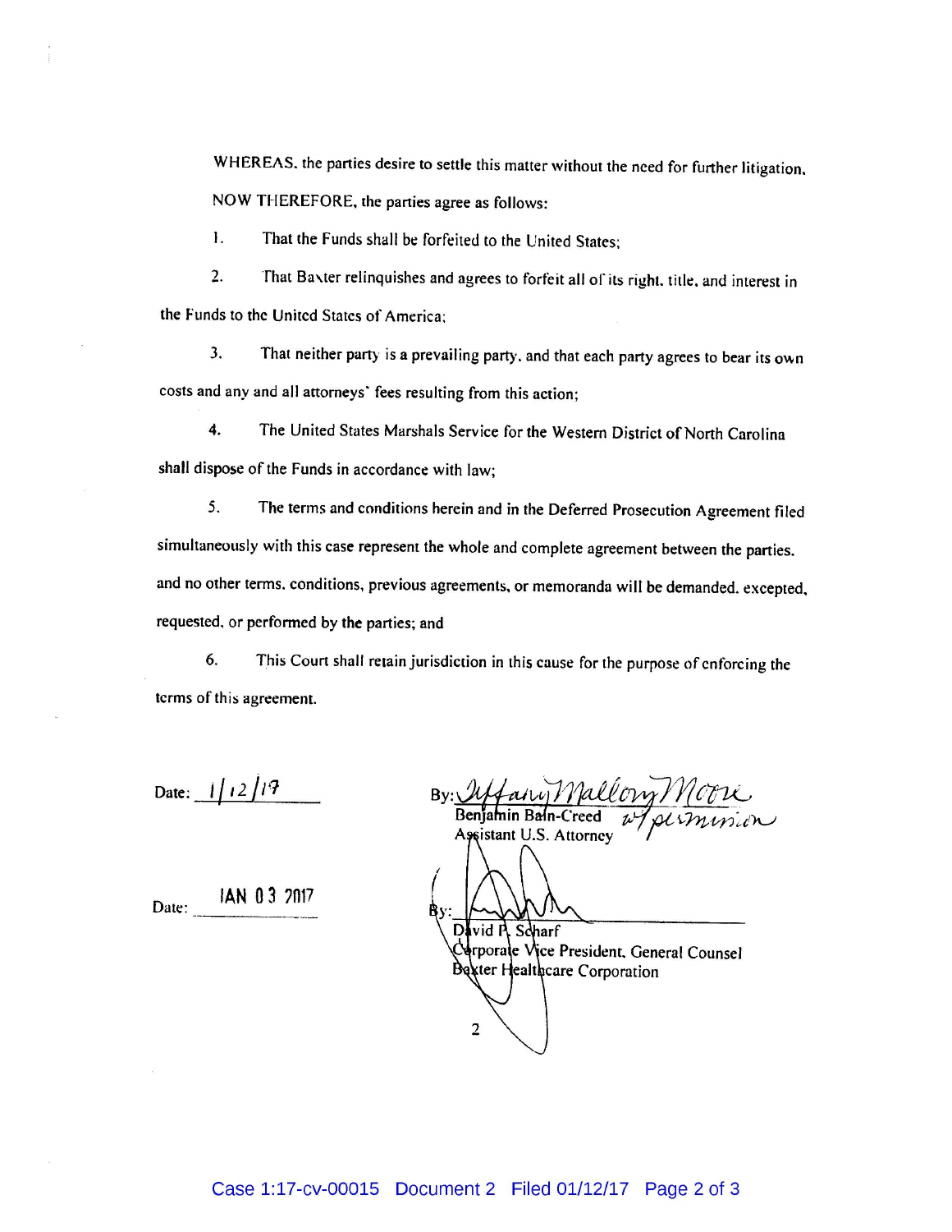WHEREAS, the parties desire to settle this matter without the need for further litigation.

NOW THEREFORE, the parties agree as follows:

1. That the Funds shall be forfeited to the United States;

2. That Baxter relinquishes and agrees to forfeit all of its right, title, and interest in the Funds to the United States of America;

3. That neither party is a prevailing party, and that each party agrees to bear its own costs and any and all attorneys' fees resulting from this action;

4. The United States Marshals Service for the Western District of North Carolina shall dispose of the Funds in accordance with law;

5. The terms and conditions herein and in the Deferred Prosecution Agreement filed simultaneously with this case represent the whole and complete agreement between the parties. and no other terms, conditions, previous agreements, or memoranda will be demanded, excepted, requested, or performed by the parties; and

6. This Court shall retain jurisdiction in this cause for the purpose of enforcing the terms of this agreement.

Date: 1/12/17

By: Tiffany Mallory Moore w/ permission
Benjamin Bain-Creed
Assistant U.S. Attorney

Date: JAN 03 2017

By: ______________________
David P. Scharf
Corporate Vice President, General Counsel
Baxter Healthcare Corporation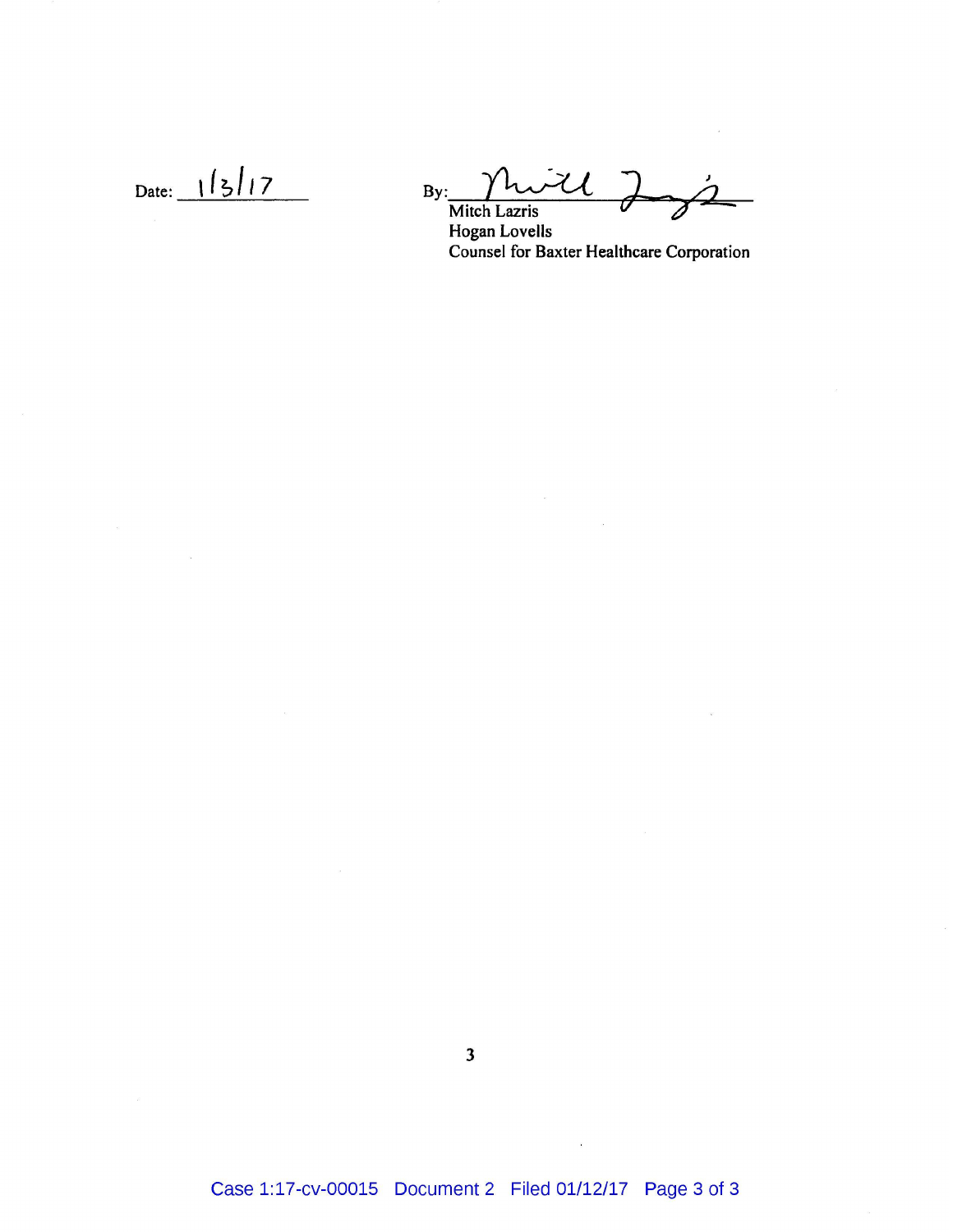Date: 1/3/17

By: 
Mitch Lazris
Hogan Lovells
Counsel for Baxter Healthcare Corporation